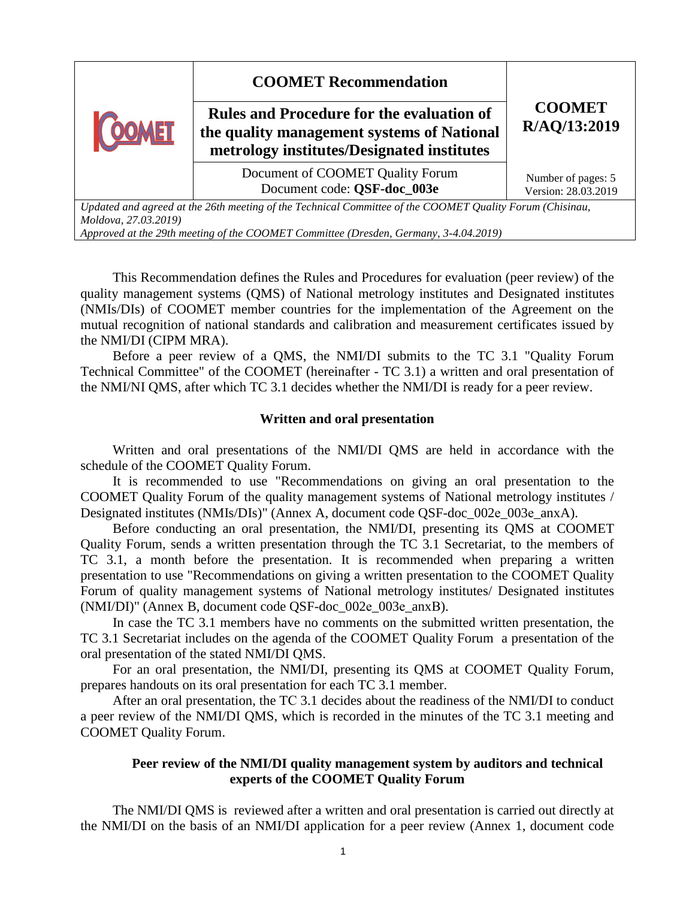| | COOMET Recommendation | COOMET R/AQ/13:2019 |
|---|---|---|
| | **Rules and Procedure for the evaluation of the quality management systems of National metrology institutes/Designated institutes** | |
| | Document of COOMET Quality Forum<br>Document code: **QSF-doc_003e** | Number of pages: 5<br>Version: 28.03.2019 |

*Updated and agreed at the 26th meeting of the Technical Committee of the COOMET Quality Forum (Chisinau, Moldova, 27.03.2019)*
*Approved at the 29th meeting of the COOMET Committee (Dresden, Germany, 3-4.04.2019)*

This Recommendation defines the Rules and Procedures for evaluation (peer review) of the quality management systems (QMS) of National metrology institutes and Designated institutes (NMIs/DIs) of COOMET member countries for the implementation of the Agreement on the mutual recognition of national standards and calibration and measurement certificates issued by the NMI/DI (CIPM MRA).

Before a peer review of a QMS, the NMI/DI submits to the TC 3.1 "Quality Forum Technical Committee" of the COOMET (hereinafter - TC 3.1) a written and oral presentation of the NMI/NI QMS, after which TC 3.1 decides whether the NMI/DI is ready for a peer review.

## Written and oral presentation

Written and oral presentations of the NMI/DI QMS are held in accordance with the schedule of the COOMET Quality Forum.

It is recommended to use "Recommendations on giving an oral presentation to the COOMET Quality Forum of the quality management systems of National metrology institutes / Designated institutes (NMIs/DIs)" (Annex A, document code QSF-doc_002e_003e_anxA).

Before conducting an oral presentation, the NMI/DI, presenting its QMS at COOMET Quality Forum, sends a written presentation through the TC 3.1 Secretariat, to the members of TC 3.1, a month before the presentation. It is recommended when preparing a written presentation to use "Recommendations on giving a written presentation to the COOMET Quality Forum of quality management systems of National metrology institutes/ Designated institutes (NMI/DI)" (Annex B, document code QSF-doc_002e_003e_anxB).

In case the TC 3.1 members have no comments on the submitted written presentation, the TC 3.1 Secretariat includes on the agenda of the COOMET Quality Forum a presentation of the oral presentation of the stated NMI/DI QMS.

For an oral presentation, the NMI/DI, presenting its QMS at COOMET Quality Forum, prepares handouts on its oral presentation for each TC 3.1 member.

After an oral presentation, the TC 3.1 decides about the readiness of the NMI/DI to conduct a peer review of the NMI/DI QMS, which is recorded in the minutes of the TC 3.1 meeting and COOMET Quality Forum.

## Peer review of the NMI/DI quality management system by auditors and technical experts of the COOMET Quality Forum

The NMI/DI QMS is reviewed after a written and oral presentation is carried out directly at the NMI/DI on the basis of an NMI/DI application for a peer review (Annex 1, document code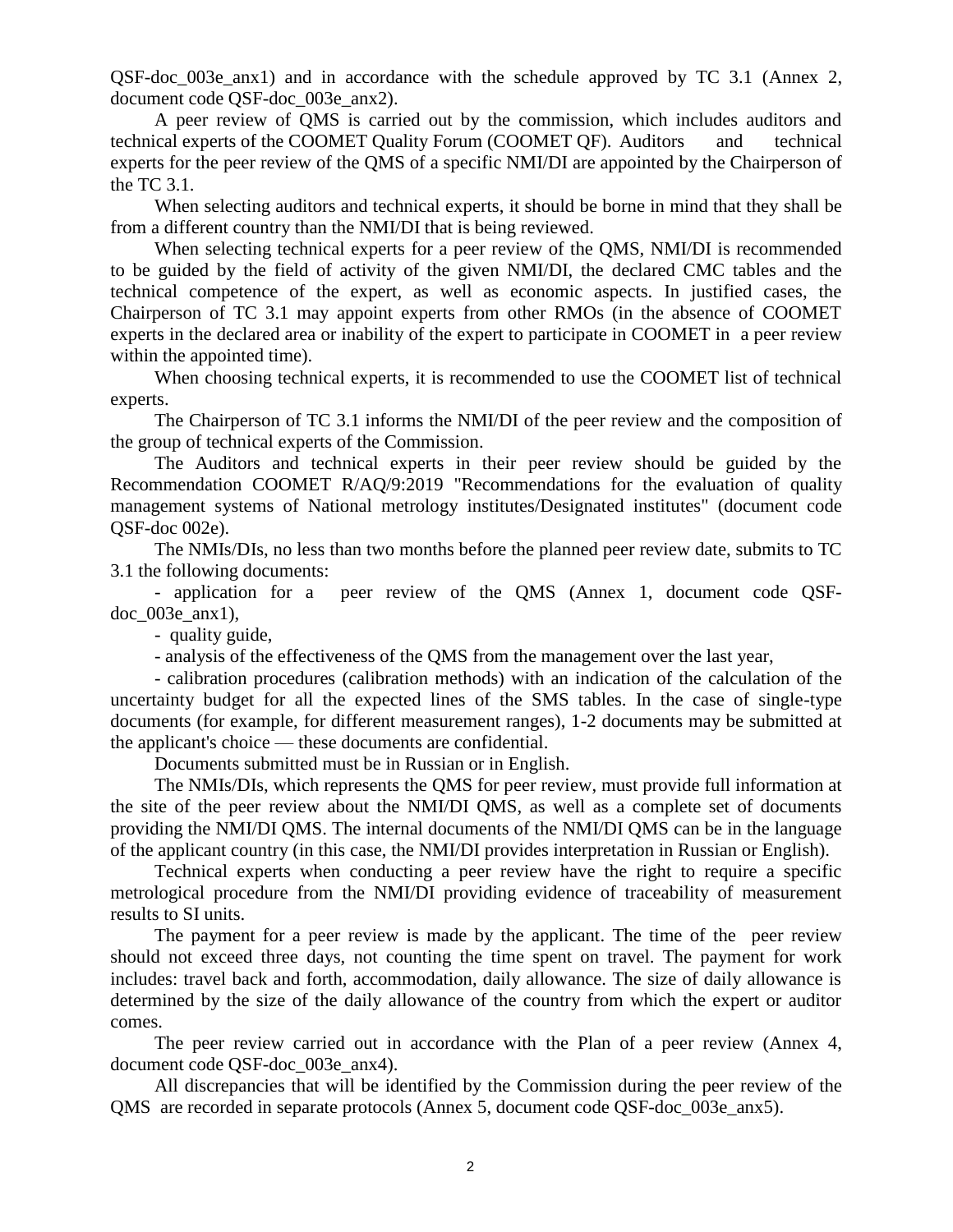QSF-doc_003e_anx1) and in accordance with the schedule approved by TC 3.1 (Annex 2, document code QSF-doc_003e_anx2).

A peer review of QMS is carried out by the commission, which includes auditors and technical experts of the COOMET Quality Forum (COOMET QF). Auditors and technical experts for the peer review of the QMS of a specific NMI/DI are appointed by the Chairperson of the TC 3.1.

When selecting auditors and technical experts, it should be borne in mind that they shall be from a different country than the NMI/DI that is being reviewed.

When selecting technical experts for a peer review of the QMS, NMI/DI is recommended to be guided by the field of activity of the given NMI/DI, the declared CMC tables and the technical competence of the expert, as well as economic aspects. In justified cases, the Chairperson of TC 3.1 may appoint experts from other RMOs (in the absence of COOMET experts in the declared area or inability of the expert to participate in COOMET in a peer review within the appointed time).

When choosing technical experts, it is recommended to use the COOMET list of technical experts.

The Chairperson of TC 3.1 informs the NMI/DI of the peer review and the composition of the group of technical experts of the Commission.

The Auditors and technical experts in their peer review should be guided by the Recommendation COOMET R/AQ/9:2019 "Recommendations for the evaluation of quality management systems of National metrology institutes/Designated institutes" (document code QSF-doc 002e).

The NMIs/DIs, no less than two months before the planned peer review date, submits to TC 3.1 the following documents:

- application for a peer review of the QMS (Annex 1, document code QSF-doc_003e_anx1),
- quality guide,
- analysis of the effectiveness of the QMS from the management over the last year,
- calibration procedures (calibration methods) with an indication of the calculation of the uncertainty budget for all the expected lines of the SMS tables. In the case of single-type documents (for example, for different measurement ranges), 1-2 documents may be submitted at the applicant's choice — these documents are confidential.

Documents submitted must be in Russian or in English.

The NMIs/DIs, which represents the QMS for peer review, must provide full information at the site of the peer review about the NMI/DI QMS, as well as a complete set of documents providing the NMI/DI QMS. The internal documents of the NMI/DI QMS can be in the language of the applicant country (in this case, the NMI/DI provides interpretation in Russian or English).

Technical experts when conducting a peer review have the right to require a specific metrological procedure from the NMI/DI providing evidence of traceability of measurement results to SI units.

The payment for a peer review is made by the applicant. The time of the peer review should not exceed three days, not counting the time spent on travel. The payment for work includes: travel back and forth, accommodation, daily allowance. The size of daily allowance is determined by the size of the daily allowance of the country from which the expert or auditor comes.

The peer review carried out in accordance with the Plan of a peer review (Annex 4, document code QSF-doc_003e_anx4).

All discrepancies that will be identified by the Commission during the peer review of the QMS are recorded in separate protocols (Annex 5, document code QSF-doc_003e_anx5).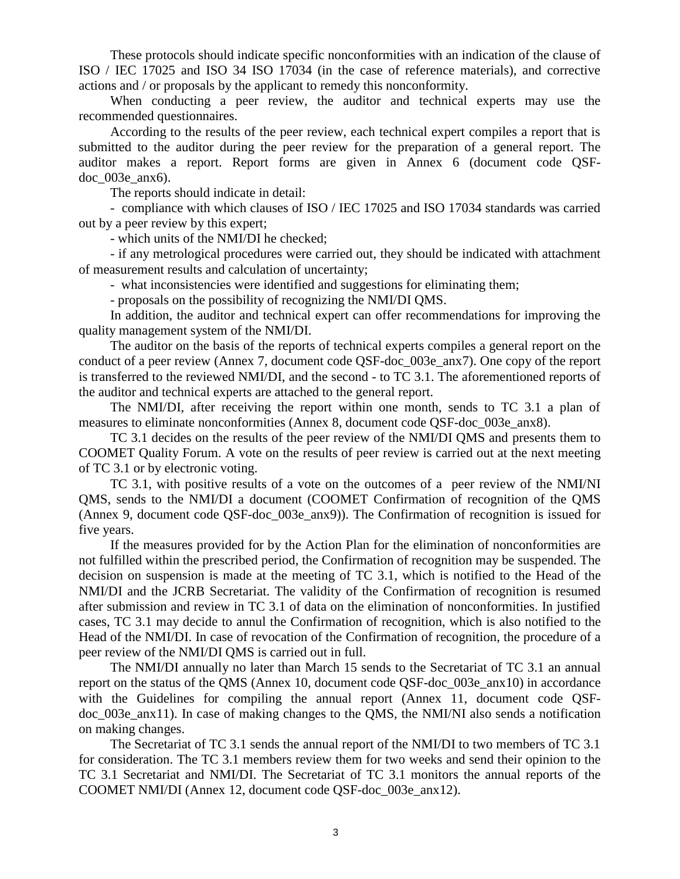These protocols should indicate specific nonconformities with an indication of the clause of ISO / IEC 17025 and ISO 34 ISO 17034 (in the case of reference materials), and corrective actions and / or proposals by the applicant to remedy this nonconformity.

When conducting a peer review, the auditor and technical experts may use the recommended questionnaires.

According to the results of the peer review, each technical expert compiles a report that is submitted to the auditor during the peer review for the preparation of a general report. The auditor makes a report. Report forms are given in Annex 6 (document code QSF-doc_003e_anx6).

The reports should indicate in detail:

- compliance with which clauses of ISO / IEC 17025 and ISO 17034 standards was carried out by a peer review by this expert;
- which units of the NMI/DI he checked;
- if any metrological procedures were carried out, they should be indicated with attachment of measurement results and calculation of uncertainty;
- what inconsistencies were identified and suggestions for eliminating them;
- proposals on the possibility of recognizing the NMI/DI QMS.

In addition, the auditor and technical expert can offer recommendations for improving the quality management system of the NMI/DI.

The auditor on the basis of the reports of technical experts compiles a general report on the conduct of a peer review (Annex 7, document code QSF-doc_003e_anx7). One copy of the report is transferred to the reviewed NMI/DI, and the second - to TC 3.1. The aforementioned reports of the auditor and technical experts are attached to the general report.

The NMI/DI, after receiving the report within one month, sends to TC 3.1 a plan of measures to eliminate nonconformities (Annex 8, document code QSF-doc_003e_anx8).

TC 3.1 decides on the results of the peer review of the NMI/DI QMS and presents them to COOMET Quality Forum. A vote on the results of peer review is carried out at the next meeting of TC 3.1 or by electronic voting.

TC 3.1, with positive results of a vote on the outcomes of a peer review of the NMI/NI QMS, sends to the NMI/DI a document (COOMET Confirmation of recognition of the QMS (Annex 9, document code QSF-doc_003e_anx9)). The Confirmation of recognition is issued for five years.

If the measures provided for by the Action Plan for the elimination of nonconformities are not fulfilled within the prescribed period, the Confirmation of recognition may be suspended. The decision on suspension is made at the meeting of TC 3.1, which is notified to the Head of the NMI/DI and the JCRB Secretariat. The validity of the Confirmation of recognition is resumed after submission and review in TC 3.1 of data on the elimination of nonconformities. In justified cases, TC 3.1 may decide to annul the Confirmation of recognition, which is also notified to the Head of the NMI/DI. In case of revocation of the Confirmation of recognition, the procedure of a peer review of the NMI/DI QMS is carried out in full.

The NMI/DI annually no later than March 15 sends to the Secretariat of TC 3.1 an annual report on the status of the QMS (Annex 10, document code QSF-doc_003e_anx10) in accordance with the Guidelines for compiling the annual report (Annex 11, document code QSF-doc_003e_anx11). In case of making changes to the QMS, the NMI/NI also sends a notification on making changes.

The Secretariat of TC 3.1 sends the annual report of the NMI/DI to two members of TC 3.1 for consideration. The TC 3.1 members review them for two weeks and send their opinion to the TC 3.1 Secretariat and NMI/DI. The Secretariat of TC 3.1 monitors the annual reports of the COOMET NMI/DI (Annex 12, document code QSF-doc_003e_anx12).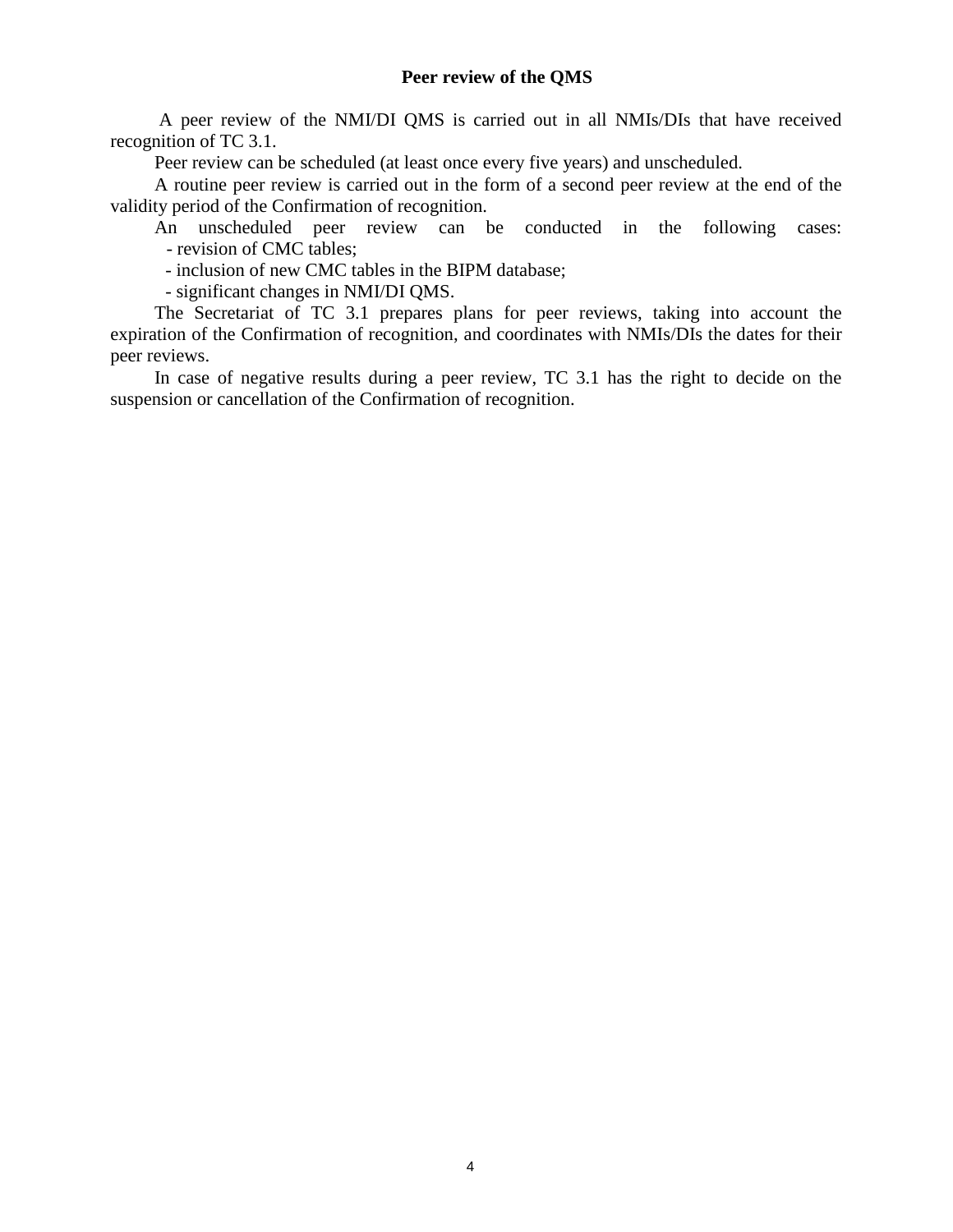## Peer review of the QMS

A peer review of the NMI/DI QMS is carried out in all NMIs/DIs that have received recognition of TC 3.1.

Peer review can be scheduled (at least once every five years) and unscheduled.

A routine peer review is carried out in the form of a second peer review at the end of the validity period of the Confirmation of recognition.

An unscheduled peer review can be conducted in the following cases:

- revision of CMC tables;
- inclusion of new CMC tables in the BIPM database;
- significant changes in NMI/DI QMS.

The Secretariat of TC 3.1 prepares plans for peer reviews, taking into account the expiration of the Confirmation of recognition, and coordinates with NMIs/DIs the dates for their peer reviews.

In case of negative results during a peer review, TC 3.1 has the right to decide on the suspension or cancellation of the Confirmation of recognition.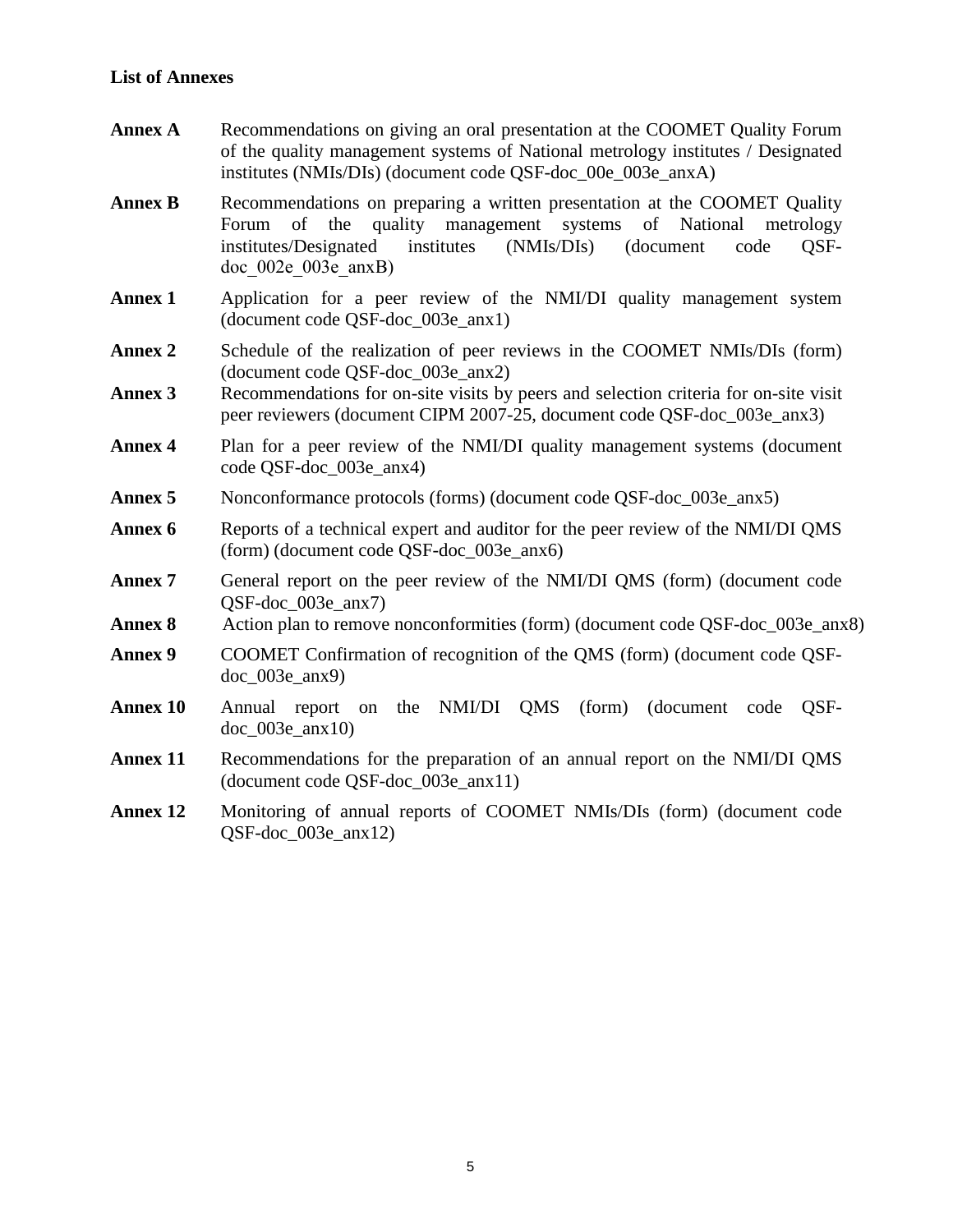**List of Annexes**

| | |
|---|---|
| **Annex A** | Recommendations on giving an oral presentation at the COOMET Quality Forum of the quality management systems of National metrology institutes / Designated institutes (NMIs/DIs) (document code QSF-doc_00e_003e_anxA) |
| **Annex B** | Recommendations on preparing a written presentation at the COOMET Quality Forum of the quality management systems of National metrology institutes/Designated institutes (NMIs/DIs) (document code QSF-doc_002e_003e_anxB) |
| **Annex 1** | Application for a peer review of the NMI/DI quality management system (document code QSF-doc_003e_anx1) |
| **Annex 2** | Schedule of the realization of peer reviews in the COOMET NMIs/DIs (form) (document code QSF-doc_003e_anx2) |
| **Annex 3** | Recommendations for on-site visits by peers and selection criteria for on-site visit peer reviewers (document CIPM 2007-25, document code QSF-doc_003e_anx3) |
| **Annex 4** | Plan for a peer review of the NMI/DI quality management systems (document code QSF-doc_003e_anx4) |
| **Annex 5** | Nonconformance protocols (forms) (document code QSF-doc_003e_anx5) |
| **Annex 6** | Reports of a technical expert and auditor for the peer review of the NMI/DI QMS (form) (document code QSF-doc_003e_anx6) |
| **Annex 7** | General report on the peer review of the NMI/DI QMS (form) (document code QSF-doc_003e_anx7) |
| **Annex 8** | Action plan to remove nonconformities (form) (document code QSF-doc_003e_anx8) |
| **Annex 9** | COOMET Confirmation of recognition of the QMS (form) (document code QSF-doc_003e_anx9) |
| **Annex 10** | Annual report on the NMI/DI QMS (form) (document code QSF-doc_003e_anx10) |
| **Annex 11** | Recommendations for the preparation of an annual report on the NMI/DI QMS (document code QSF-doc_003e_anx11) |
| **Annex 12** | Monitoring of annual reports of COOMET NMIs/DIs (form) (document code QSF-doc_003e_anx12) |